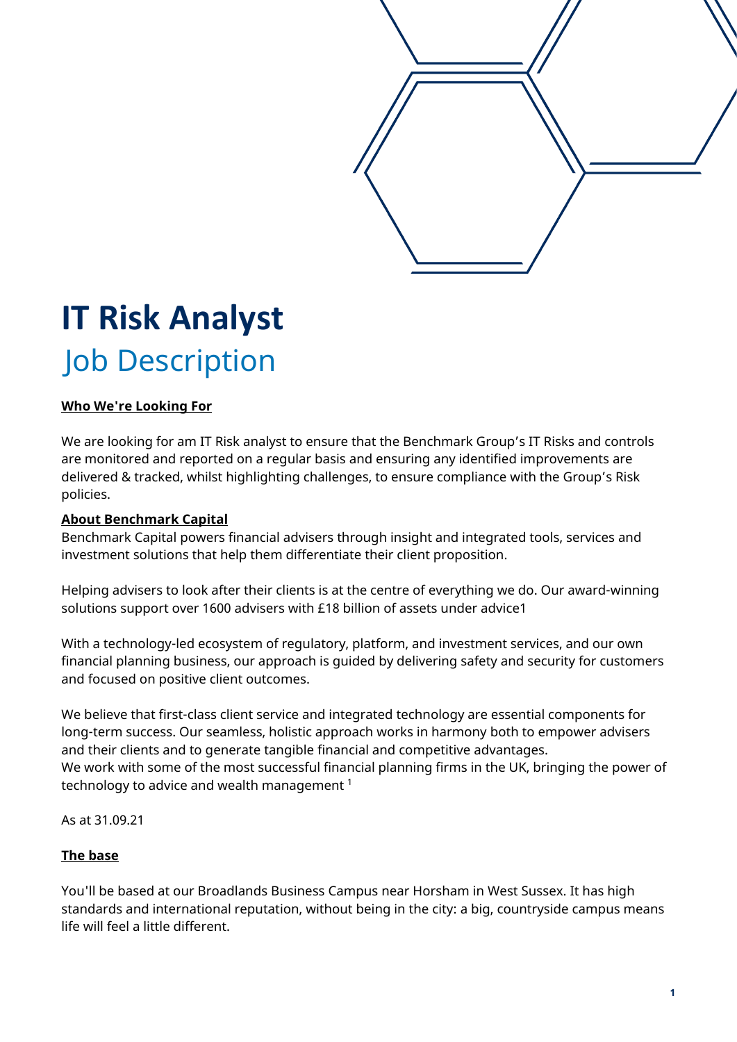# IT Risk Analyst

## Job Description

**Who We're Looking For**

We are looking for am IT Risk analyst to ensure that the Benchmark Group's IT Risks and controls are monitored and reported on a regular basis and ensuring any identified improvements are delivered & tracked, whilst highlighting challenges, to ensure compliance with the Group's Risk policies.

**About Benchmark Capital**

Benchmark Capital powers financial advisers through insight and integrated tools, services and investment solutions that help them differentiate their client proposition.

Helping advisers to look after their clients is at the centre of everything we do. Our award-winning solutions support over 1600 advisers with £18 billion of assets under advice1

With a technology-led ecosystem of regulatory, platform, and investment services, and our own financial planning business, our approach is guided by delivering safety and security for customers and focused on positive client outcomes.

We believe that first-class client service and integrated technology are essential components for long-term success. Our seamless, holistic approach works in harmony both to empower advisers and their clients and to generate tangible financial and competitive advantages.
We work with some of the most successful financial planning firms in the UK, bringing the power of technology to advice and wealth management [1]

As at 31.09.21

**The base**

You'll be based at our Broadlands Business Campus near Horsham in West Sussex. It has high standards and international reputation, without being in the city: a big, countryside campus means life will feel a little different.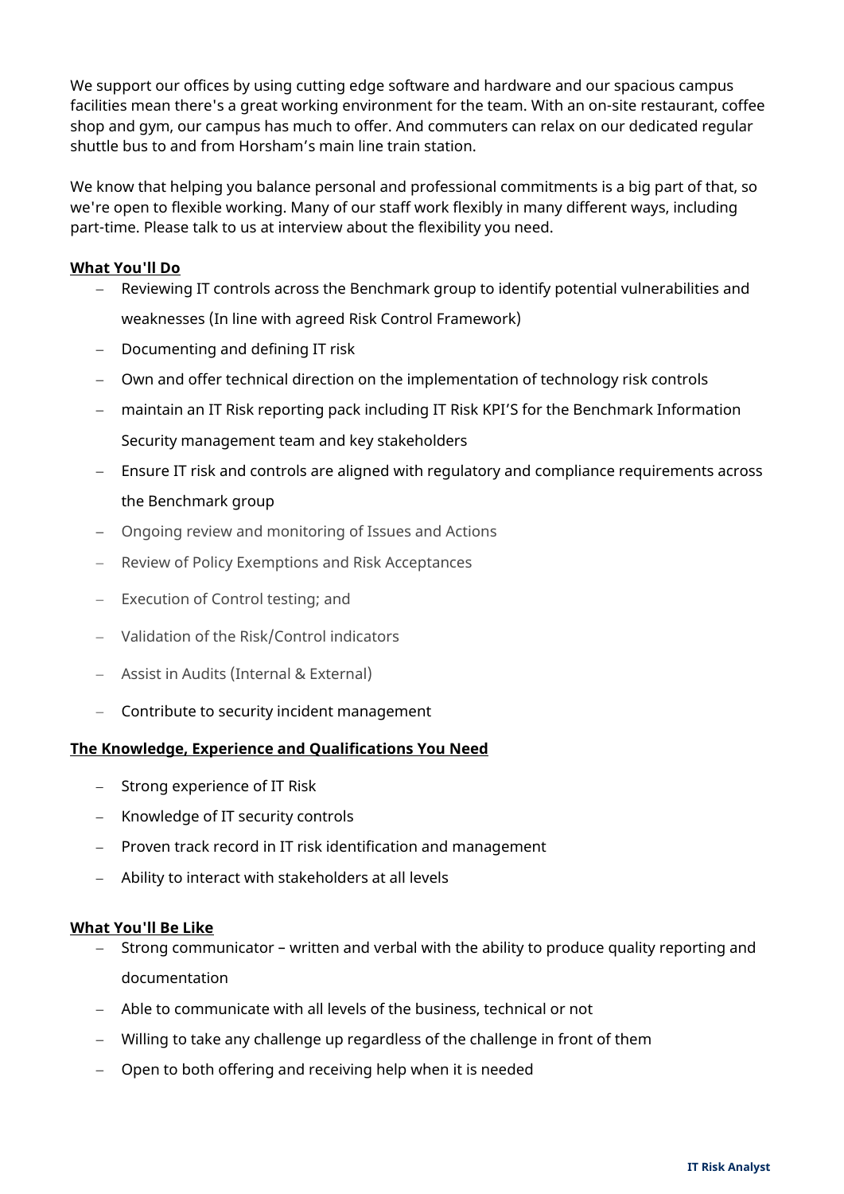We support our offices by using cutting edge software and hardware and our spacious campus facilities mean there's a great working environment for the team. With an on-site restaurant, coffee shop and gym, our campus has much to offer. And commuters can relax on our dedicated regular shuttle bus to and from Horsham's main line train station.

We know that helping you balance personal and professional commitments is a big part of that, so we're open to flexible working. Many of our staff work flexibly in many different ways, including part-time. Please talk to us at interview about the flexibility you need.

**What You'll Do**

- Reviewing IT controls across the Benchmark group to identify potential vulnerabilities and weaknesses (In line with agreed Risk Control Framework)
- Documenting and defining IT risk
- Own and offer technical direction on the implementation of technology risk controls
- maintain an IT Risk reporting pack including IT Risk KPI'S for the Benchmark Information Security management team and key stakeholders
- Ensure IT risk and controls are aligned with regulatory and compliance requirements across the Benchmark group
- Ongoing review and monitoring of Issues and Actions
- Review of Policy Exemptions and Risk Acceptances
- Execution of Control testing; and
- Validation of the Risk/Control indicators
- Assist in Audits (Internal & External)
- Contribute to security incident management

**The Knowledge, Experience and Qualifications You Need**

- Strong experience of IT Risk
- Knowledge of IT security controls
- Proven track record in IT risk identification and management
- Ability to interact with stakeholders at all levels

**What You'll Be Like**

- Strong communicator – written and verbal with the ability to produce quality reporting and documentation
- Able to communicate with all levels of the business, technical or not
- Willing to take any challenge up regardless of the challenge in front of them
- Open to both offering and receiving help when it is needed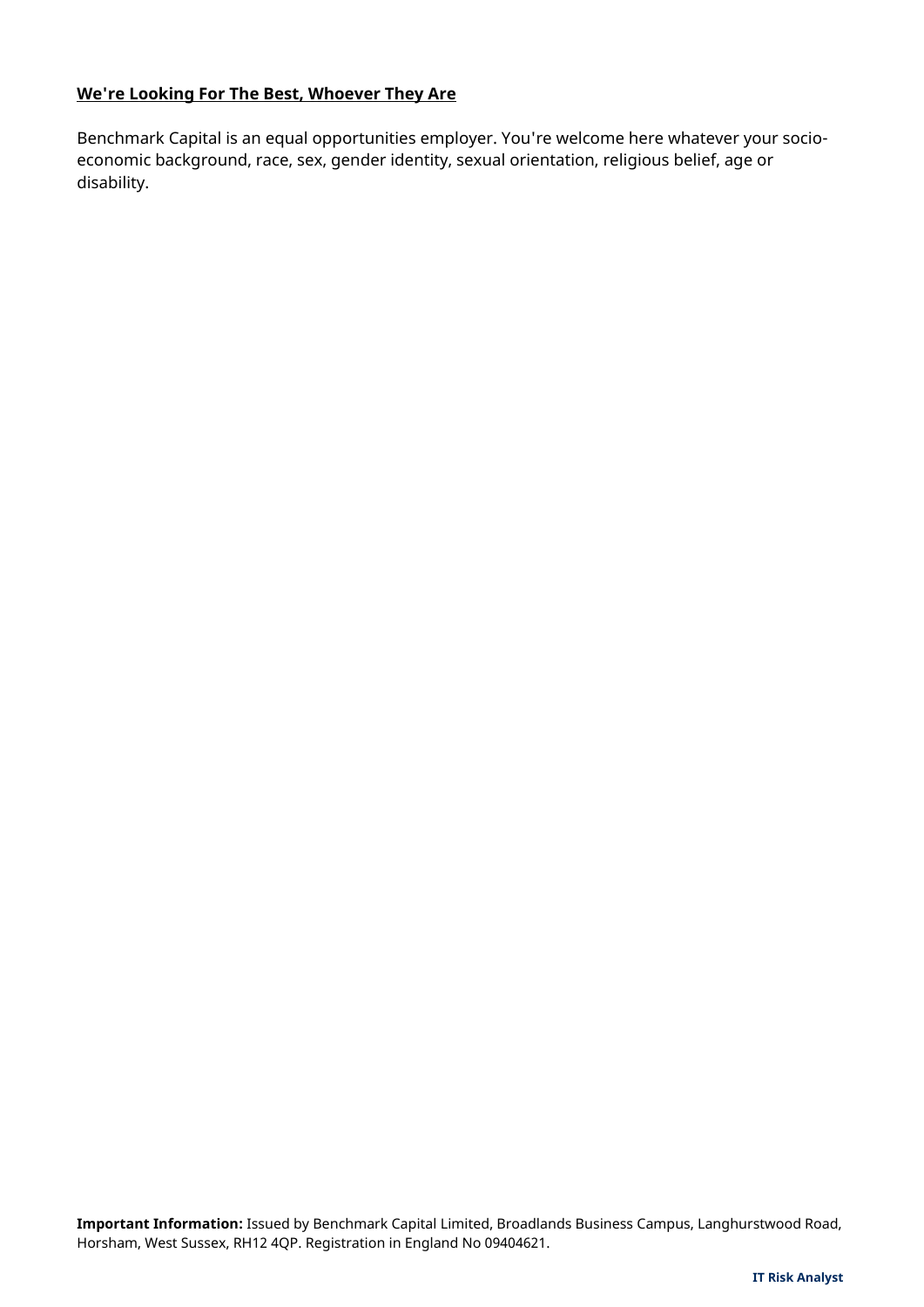**We're Looking For The Best, Whoever They Are**

Benchmark Capital is an equal opportunities employer. You're welcome here whatever your socio-economic background, race, sex, gender identity, sexual orientation, religious belief, age or disability.

**Important Information:** Issued by Benchmark Capital Limited, Broadlands Business Campus, Langhurstwood Road, Horsham, West Sussex, RH12 4QP. Registration in England No 09404621.